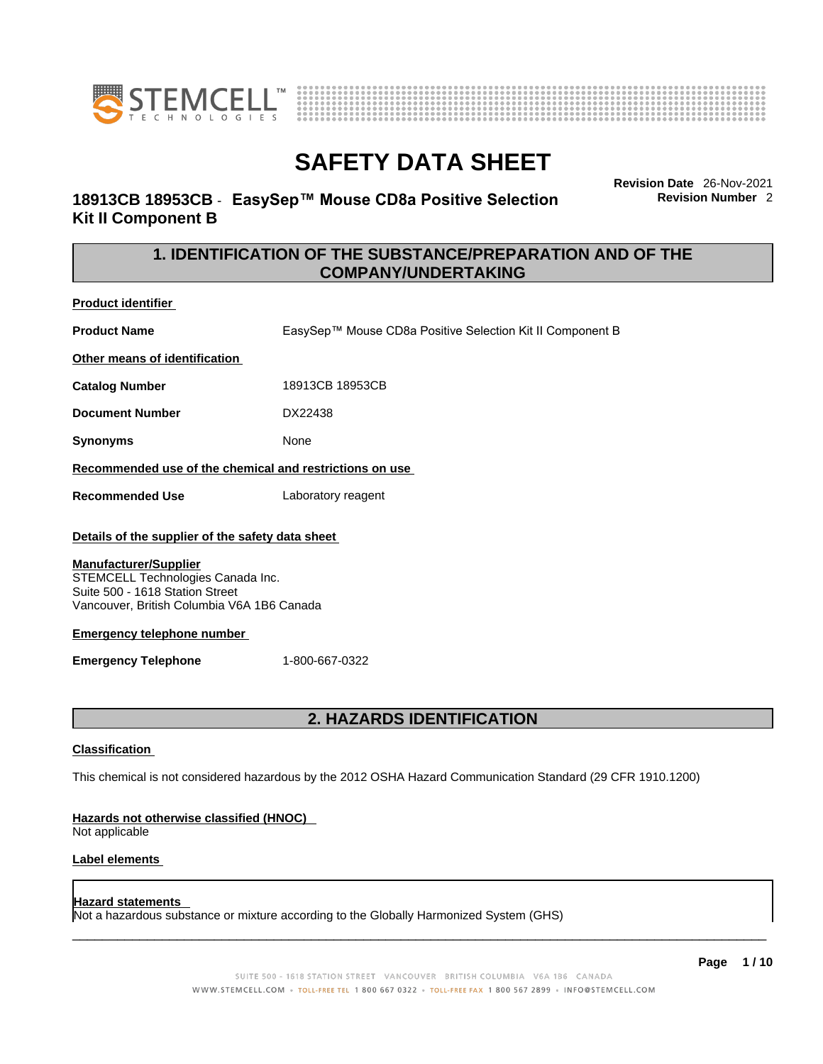# SAFETY DATA SHEET

**18913CB 18953CB - EasySep™ Mouse CD8a Positive Selection Kit II Component B**

**Revision Date** 26-Nov-2021
**Revision Number** 2

## 1. IDENTIFICATION OF THE SUBSTANCE/PREPARATION AND OF THE COMPANY/UNDERTAKING

**Product identifier**

**Product Name** EasySep™ Mouse CD8a Positive Selection Kit II Component B

**Other means of identification**

**Catalog Number** 18913CB 18953CB

**Document Number** DX22438

**Synonyms** None

**Recommended use of the chemical and restrictions on use**

**Recommended Use** Laboratory reagent

**Details of the supplier of the safety data sheet**

**Manufacturer/Supplier**
STEMCELL Technologies Canada Inc.
Suite 500 - 1618 Station Street
Vancouver, British Columbia V6A 1B6 Canada

**Emergency telephone number**

**Emergency Telephone** 1-800-667-0322

## 2. HAZARDS IDENTIFICATION

**Classification**

This chemical is not considered hazardous by the 2012 OSHA Hazard Communication Standard (29 CFR 1910.1200)

**Hazards not otherwise classified (HNOC)**
Not applicable

**Label elements**

**Hazard statements**
Not a hazardous substance or mixture according to the Globally Harmonized System (GHS)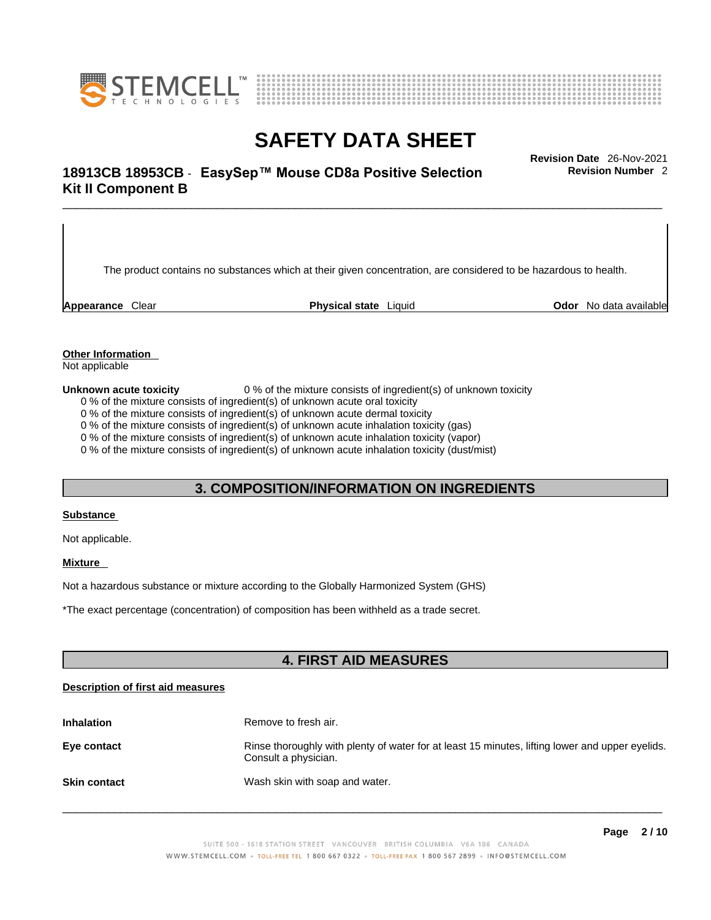The product contains no substances which at their given concentration, are considered to be hazardous to health.

| **Appearance** Clear | **Physical state** Liquid | **Odor** No data available |
|---|---|---|

**Other Information**

Not applicable

**Unknown acute toxicity** 0 % of the mixture consists of ingredient(s) of unknown toxicity

0 % of the mixture consists of ingredient(s) of unknown acute oral toxicity
0 % of the mixture consists of ingredient(s) of unknown acute dermal toxicity
0 % of the mixture consists of ingredient(s) of unknown acute inhalation toxicity (gas)
0 % of the mixture consists of ingredient(s) of unknown acute inhalation toxicity (vapor)
0 % of the mixture consists of ingredient(s) of unknown acute inhalation toxicity (dust/mist)

## 3. COMPOSITION/INFORMATION ON INGREDIENTS

**Substance**

Not applicable.

**Mixture**

Not a hazardous substance or mixture according to the Globally Harmonized System (GHS)

*The exact percentage (concentration) of composition has been withheld as a trade secret.

## 4. FIRST AID MEASURES

**Description of first aid measures**

**Inhalation** Remove to fresh air.

**Eye contact** Rinse thoroughly with plenty of water for at least 15 minutes, lifting lower and upper eyelids. Consult a physician.

**Skin contact** Wash skin with soap and water.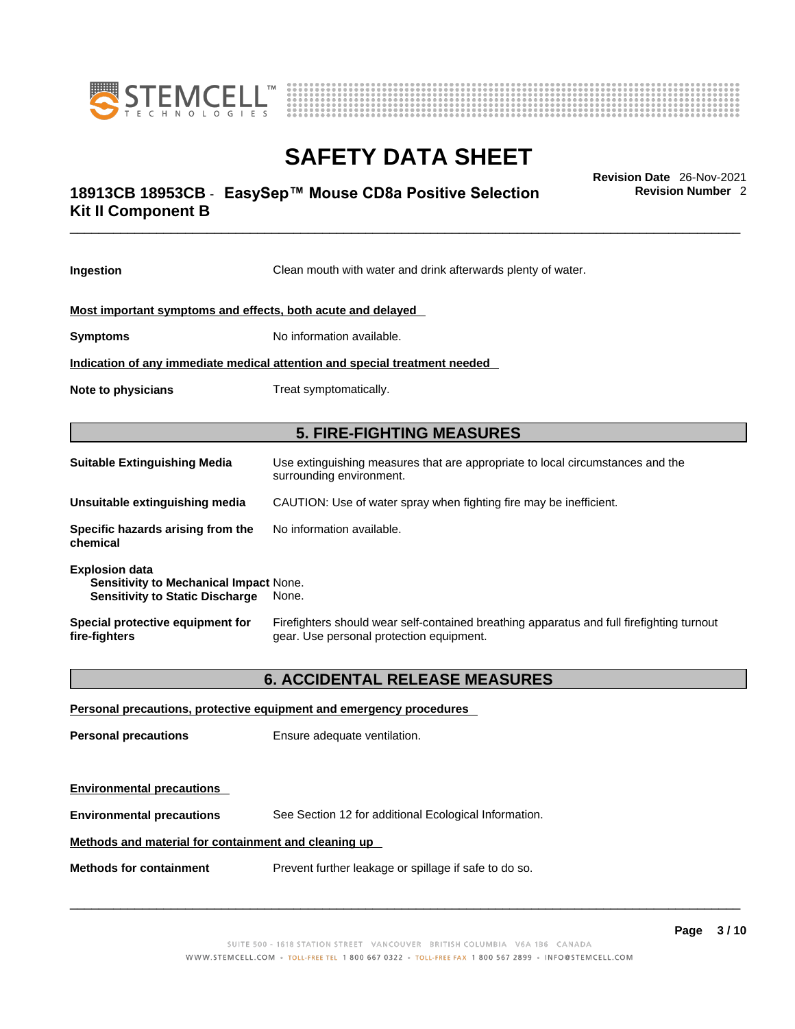**Ingestion** Clean mouth with water and drink afterwards plenty of water.

**Most important symptoms and effects, both acute and delayed**

**Symptoms** No information available.

**Indication of any immediate medical attention and special treatment needed**

**Note to physicians** Treat symptomatically.

## 5. FIRE-FIGHTING MEASURES

**Suitable Extinguishing Media** Use extinguishing measures that are appropriate to local circumstances and the surrounding environment.

**Unsuitable extinguishing media** CAUTION: Use of water spray when fighting fire may be inefficient.

**Specific hazards arising from the chemical** No information available.

**Explosion data**
**Sensitivity to Mechanical Impact** None.
**Sensitivity to Static Discharge** None.

**Special protective equipment for fire-fighters** Firefighters should wear self-contained breathing apparatus and full firefighting turnout gear. Use personal protection equipment.

## 6. ACCIDENTAL RELEASE MEASURES

**Personal precautions, protective equipment and emergency procedures**

**Personal precautions** Ensure adequate ventilation.

**Environmental precautions**

**Environmental precautions** See Section 12 for additional Ecological Information.

**Methods and material for containment and cleaning up**

**Methods for containment** Prevent further leakage or spillage if safe to do so.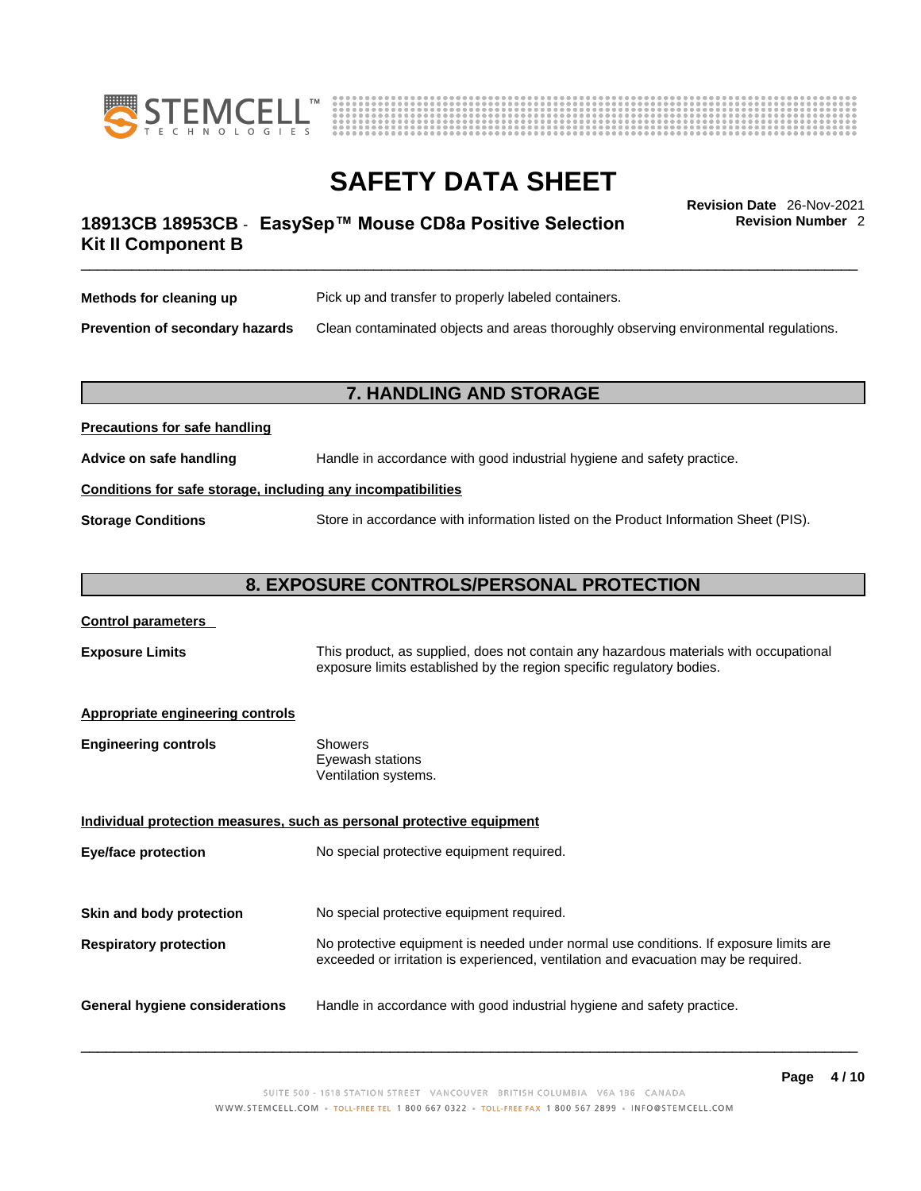**Methods for cleaning up** Pick up and transfer to properly labeled containers.

**Prevention of secondary hazards** Clean contaminated objects and areas thoroughly observing environmental regulations.

## 7. HANDLING AND STORAGE

**Precautions for safe handling**

**Advice on safe handling** Handle in accordance with good industrial hygiene and safety practice.

**Conditions for safe storage, including any incompatibilities**

**Storage Conditions** Store in accordance with information listed on the Product Information Sheet (PIS).

## 8. EXPOSURE CONTROLS/PERSONAL PROTECTION

**Control parameters**

**Exposure Limits** This product, as supplied, does not contain any hazardous materials with occupational exposure limits established by the region specific regulatory bodies.

**Appropriate engineering controls**

**Engineering controls**
- Showers
- Eyewash stations
- Ventilation systems.

**Individual protection measures, such as personal protective equipment**

**Eye/face protection** No special protective equipment required.

**Skin and body protection** No special protective equipment required.

**Respiratory protection** No protective equipment is needed under normal use conditions. If exposure limits are exceeded or irritation is experienced, ventilation and evacuation may be required.

**General hygiene considerations** Handle in accordance with good industrial hygiene and safety practice.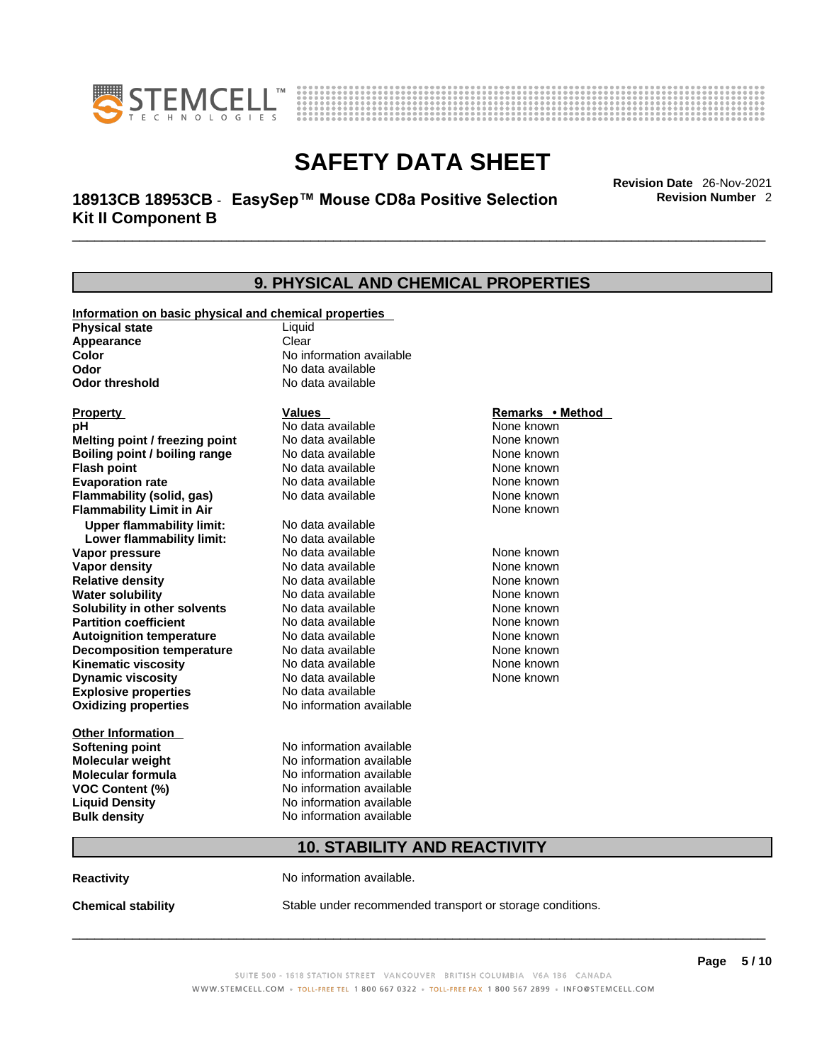# 9. PHYSICAL AND CHEMICAL PROPERTIES

**Information on basic physical and chemical properties**

| | |
|---|---|
| **Physical state** | Liquid |
| **Appearance** | Clear |
| **Color** | No information available |
| **Odor** | No data available |
| **Odor threshold** | No data available |

| Property | Values | Remarks • Method |
|---|---|---|
| **pH** | No data available | None known |
| **Melting point / freezing point** | No data available | None known |
| **Boiling point / boiling range** | No data available | None known |
| **Flash point** | No data available | None known |
| **Evaporation rate** | No data available | None known |
| **Flammability (solid, gas)** | No data available | None known |
| **Flammability Limit in Air** | | None known |
| **Upper flammability limit:** | No data available | |
| **Lower flammability limit:** | No data available | |
| **Vapor pressure** | No data available | None known |
| **Vapor density** | No data available | None known |
| **Relative density** | No data available | None known |
| **Water solubility** | No data available | None known |
| **Solubility in other solvents** | No data available | None known |
| **Partition coefficient** | No data available | None known |
| **Autoignition temperature** | No data available | None known |
| **Decomposition temperature** | No data available | None known |
| **Kinematic viscosity** | No data available | None known |
| **Dynamic viscosity** | No data available | None known |
| **Explosive properties** | No data available | |
| **Oxidizing properties** | No information available | |

**Other Information**

| | |
|---|---|
| **Softening point** | No information available |
| **Molecular weight** | No information available |
| **Molecular formula** | No information available |
| **VOC Content (%)** | No information available |
| **Liquid Density** | No information available |
| **Bulk density** | No information available |

# 10. STABILITY AND REACTIVITY

**Reactivity** No information available.

**Chemical stability** Stable under recommended transport or storage conditions.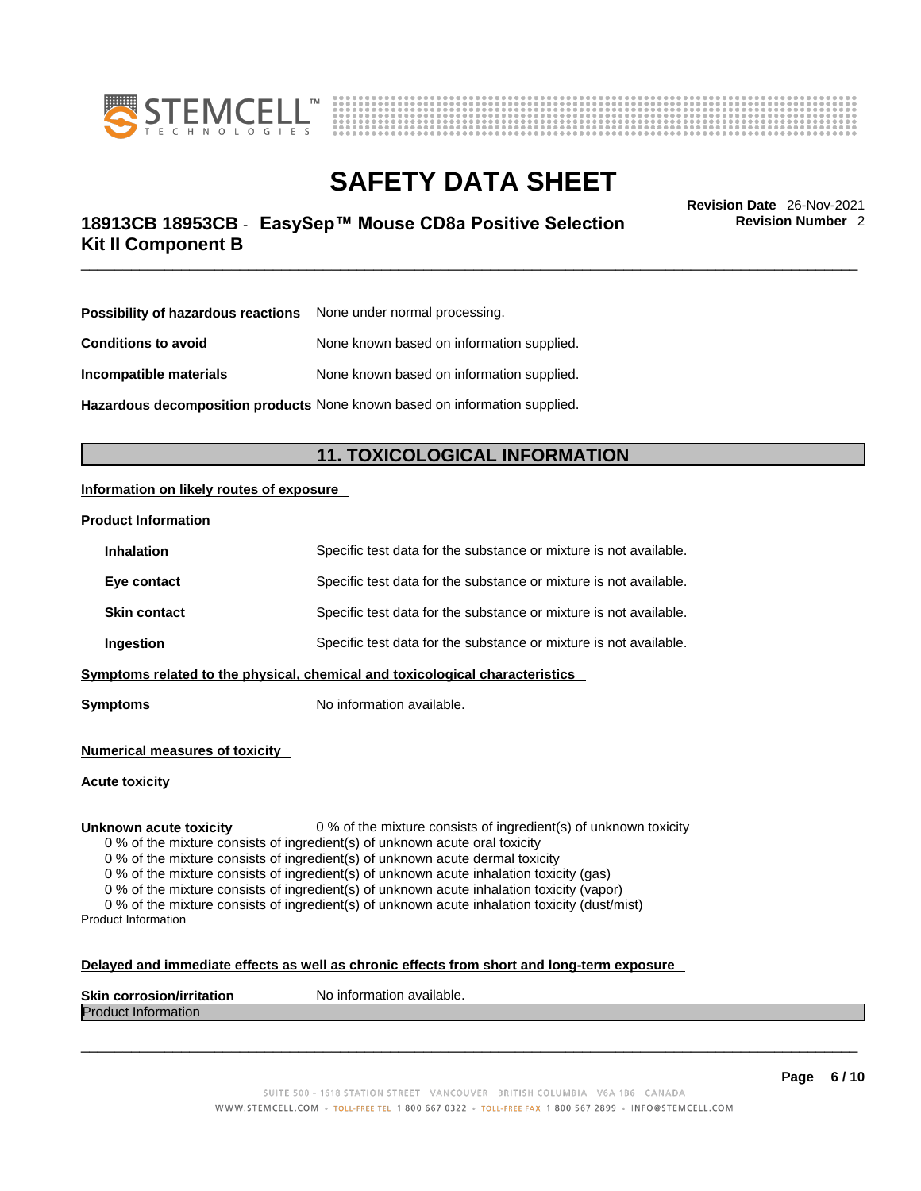| | |
|---|---|
| **Possibility of hazardous reactions** | None under normal processing. |
| **Conditions to avoid** | None known based on information supplied. |
| **Incompatible materials** | None known based on information supplied. |
| **Hazardous decomposition products** | None known based on information supplied. |

## 11. TOXICOLOGICAL INFORMATION

**Information on likely routes of exposure**

**Product Information**

| | |
|---|---|
| **Inhalation** | Specific test data for the substance or mixture is not available. |
| **Eye contact** | Specific test data for the substance or mixture is not available. |
| **Skin contact** | Specific test data for the substance or mixture is not available. |
| **Ingestion** | Specific test data for the substance or mixture is not available. |

**Symptoms related to the physical, chemical and toxicological characteristics**

**Symptoms** No information available.

**Numerical measures of toxicity**

**Acute toxicity**

**Unknown acute toxicity** 0 % of the mixture consists of ingredient(s) of unknown toxicity

0 % of the mixture consists of ingredient(s) of unknown acute oral toxicity
0 % of the mixture consists of ingredient(s) of unknown acute dermal toxicity
0 % of the mixture consists of ingredient(s) of unknown acute inhalation toxicity (gas)
0 % of the mixture consists of ingredient(s) of unknown acute inhalation toxicity (vapor)
0 % of the mixture consists of ingredient(s) of unknown acute inhalation toxicity (dust/mist)

Product Information

**Delayed and immediate effects as well as chronic effects from short and long-term exposure**

**Skin corrosion/irritation** No information available.

Product Information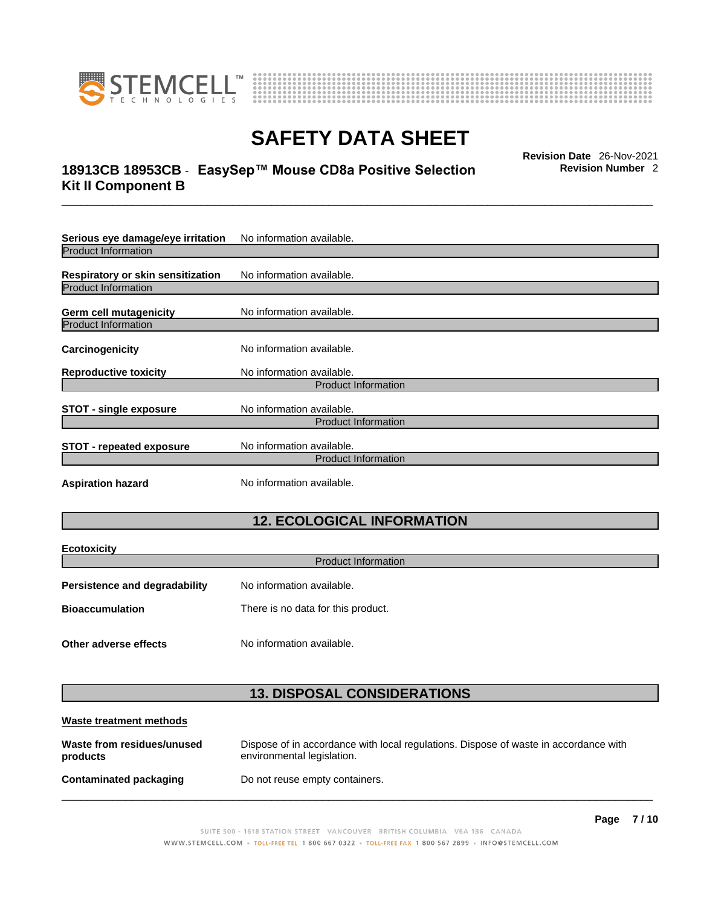**Serious eye damage/eye irritation** No information available.

Product Information

**Respiratory or skin sensitization** No information available.

Product Information

**Germ cell mutagenicity** No information available.

Product Information

**Carcinogenicity** No information available.

**Reproductive toxicity** No information available.

Product Information

**STOT - single exposure** No information available.

Product Information

**STOT - repeated exposure** No information available.

Product Information

**Aspiration hazard** No information available.

## 12. ECOLOGICAL INFORMATION

**Ecotoxicity**

Product Information

**Persistence and degradability** No information available.

**Bioaccumulation** There is no data for this product.

**Other adverse effects** No information available.

## 13. DISPOSAL CONSIDERATIONS

**Waste treatment methods**

**Waste from residues/unused products** Dispose of in accordance with local regulations. Dispose of waste in accordance with environmental legislation.

**Contaminated packaging** Do not reuse empty containers.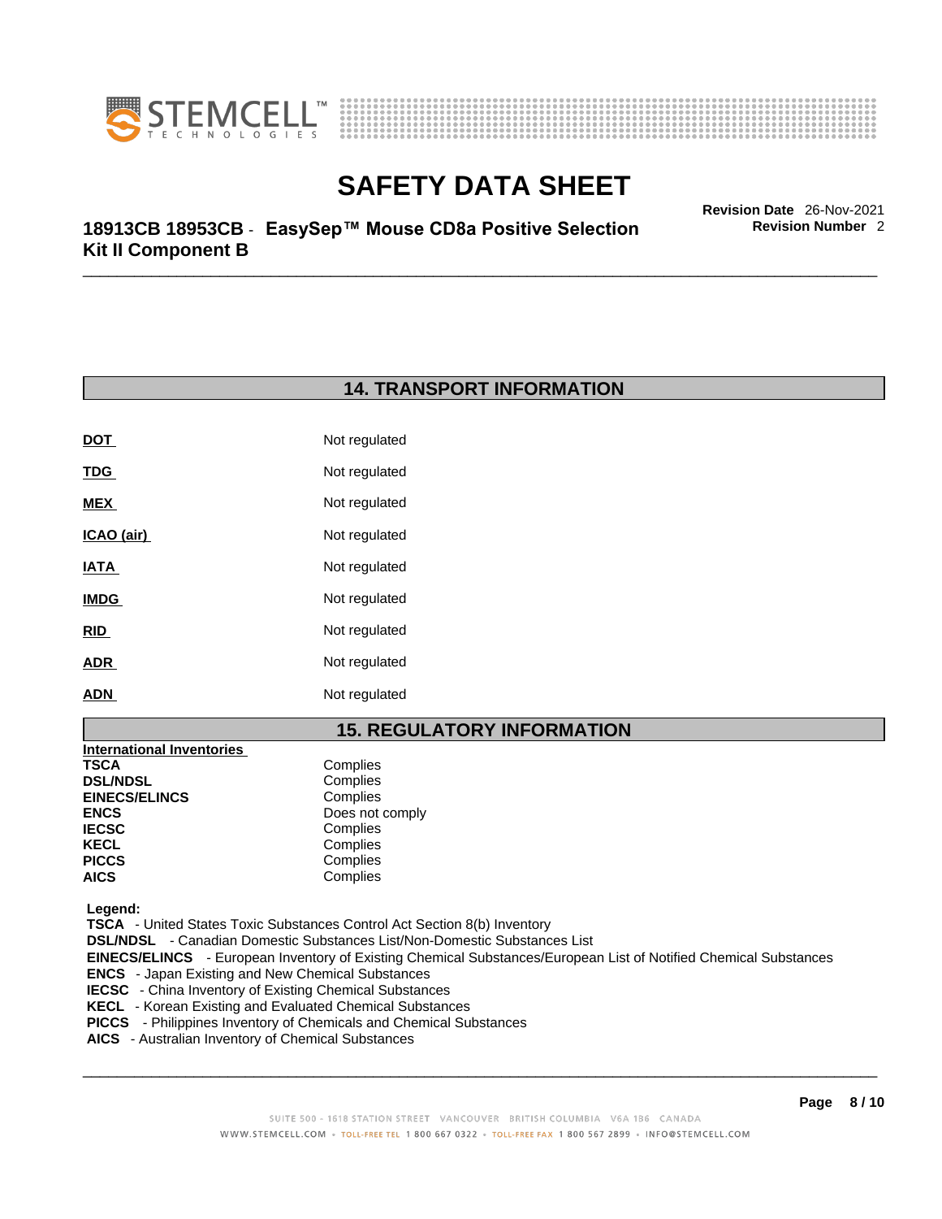## 14. TRANSPORT INFORMATION

| | |
|---|---|
| **DOT** | Not regulated |
| **TDG** | Not regulated |
| **MEX** | Not regulated |
| **ICAO (air)** | Not regulated |
| **IATA** | Not regulated |
| **IMDG** | Not regulated |
| **RID** | Not regulated |
| **ADR** | Not regulated |
| **ADN** | Not regulated |

## 15. REGULATORY INFORMATION

**International Inventories**

| | |
|---|---|
| **TSCA** | Complies |
| **DSL/NDSL** | Complies |
| **EINECS/ELINCS** | Complies |
| **ENCS** | Does not comply |
| **IECSC** | Complies |
| **KECL** | Complies |
| **PICCS** | Complies |
| **AICS** | Complies |

**Legend:**
**TSCA** - United States Toxic Substances Control Act Section 8(b) Inventory
**DSL/NDSL** - Canadian Domestic Substances List/Non-Domestic Substances List
**EINECS/ELINCS** - European Inventory of Existing Chemical Substances/European List of Notified Chemical Substances
**ENCS** - Japan Existing and New Chemical Substances
**IECSC** - China Inventory of Existing Chemical Substances
**KECL** - Korean Existing and Evaluated Chemical Substances
**PICCS** - Philippines Inventory of Chemicals and Chemical Substances
**AICS** - Australian Inventory of Chemical Substances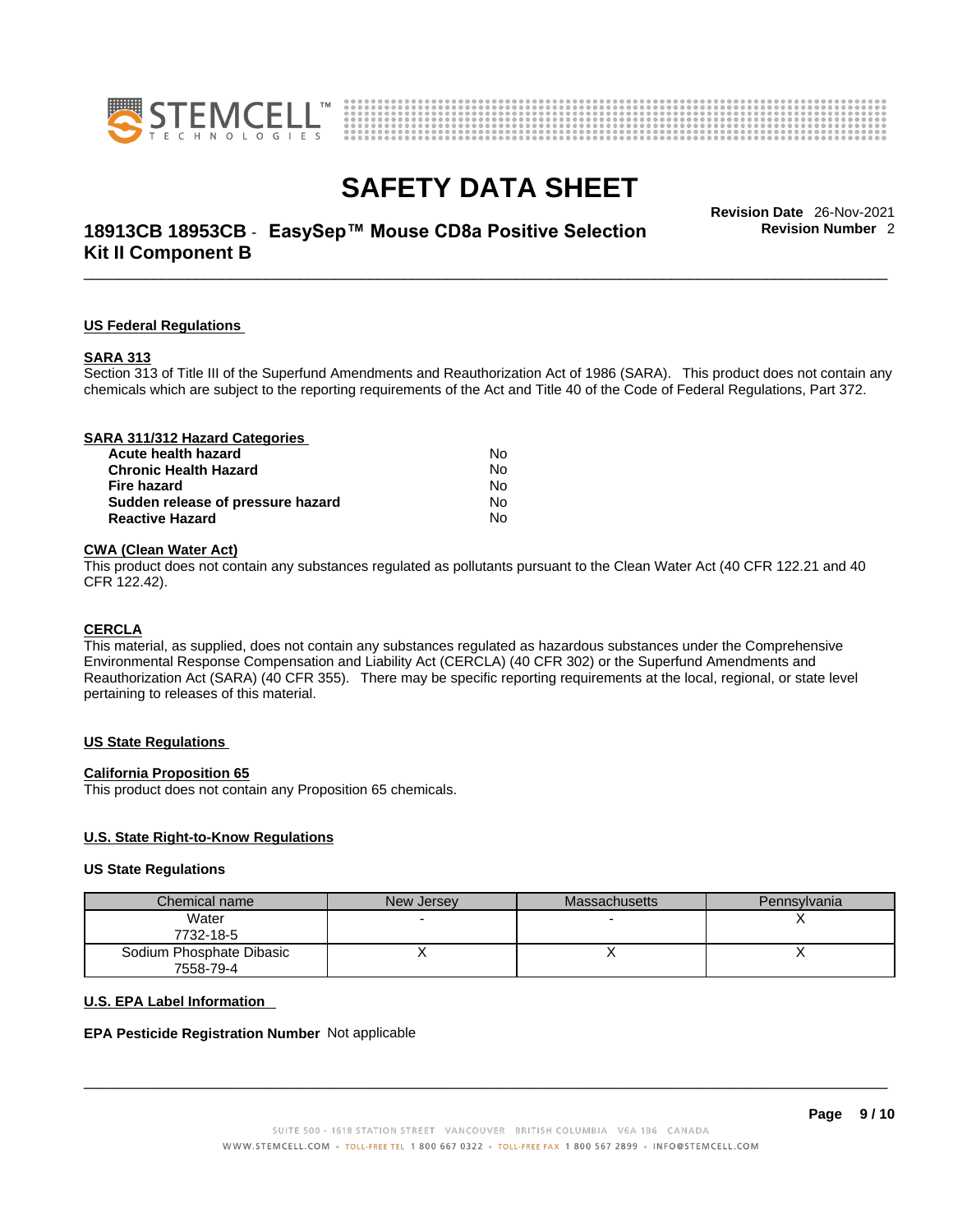## US Federal Regulations

### SARA 313

Section 313 of Title III of the Superfund Amendments and Reauthorization Act of 1986 (SARA). This product does not contain any chemicals which are subject to the reporting requirements of the Act and Title 40 of the Code of Federal Regulations, Part 372.

### SARA 311/312 Hazard Categories

| | |
|---|---|
| **Acute health hazard** | No |
| **Chronic Health Hazard** | No |
| **Fire hazard** | No |
| **Sudden release of pressure hazard** | No |
| **Reactive Hazard** | No |

### CWA (Clean Water Act)

This product does not contain any substances regulated as pollutants pursuant to the Clean Water Act (40 CFR 122.21 and 40 CFR 122.42).

### CERCLA

This material, as supplied, does not contain any substances regulated as hazardous substances under the Comprehensive Environmental Response Compensation and Liability Act (CERCLA) (40 CFR 302) or the Superfund Amendments and Reauthorization Act (SARA) (40 CFR 355). There may be specific reporting requirements at the local, regional, or state level pertaining to releases of this material.

## US State Regulations

### California Proposition 65

This product does not contain any Proposition 65 chemicals.

### U.S. State Right-to-Know Regulations

**US State Regulations**

| Chemical name | New Jersey | Massachusetts | Pennsylvania |
|---|---|---|---|
| Water<br>7732-18-5 | - | - | X |
| Sodium Phosphate Dibasic<br>7558-79-4 | X | X | X |

### U.S. EPA Label Information

**EPA Pesticide Registration Number** Not applicable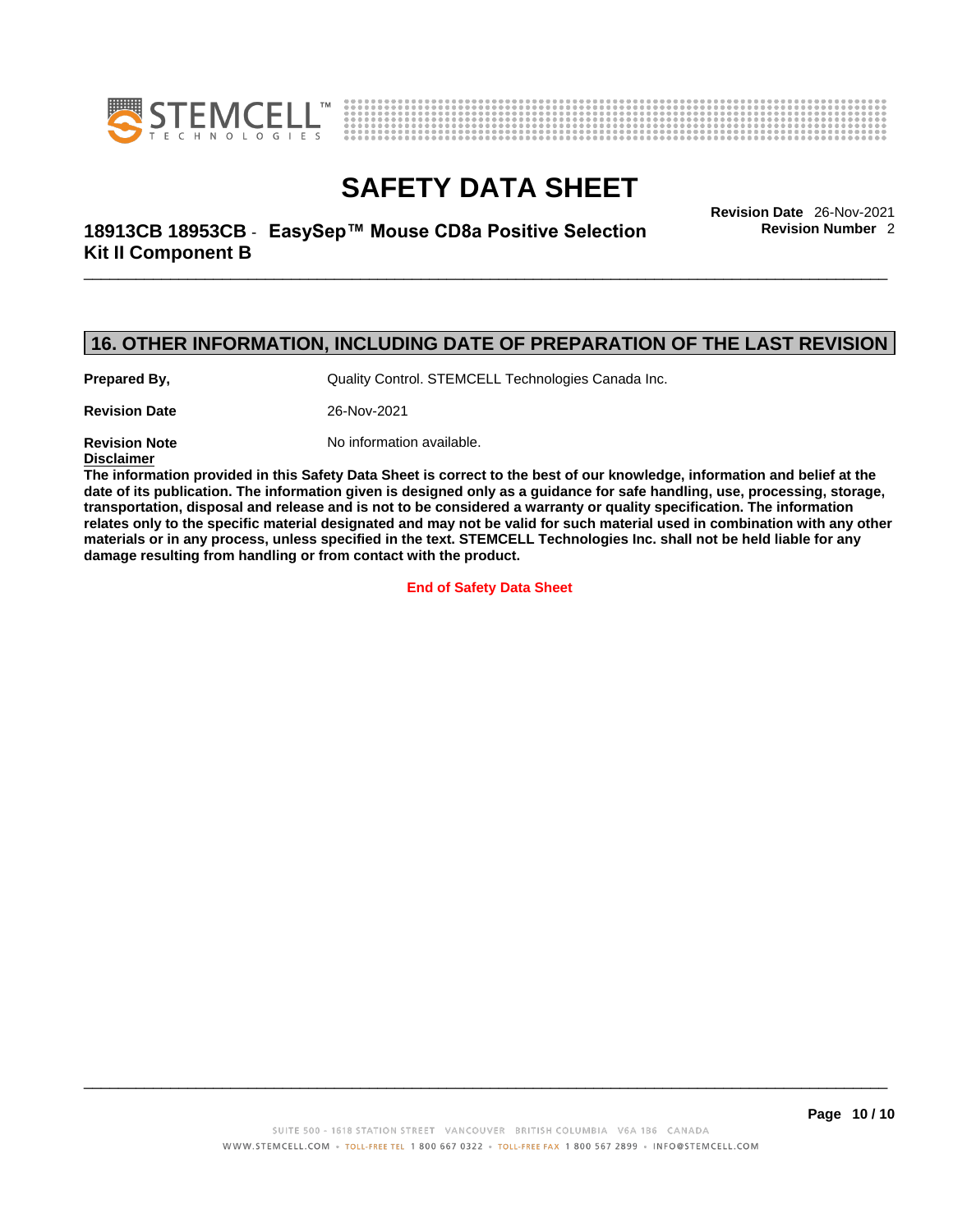## 16. OTHER INFORMATION, INCLUDING DATE OF PREPARATION OF THE LAST REVISION

**Prepared By,** Quality Control. STEMCELL Technologies Canada Inc.

**Revision Date** 26-Nov-2021

**Revision Note** No information available.

**Disclaimer**

**The information provided in this Safety Data Sheet is correct to the best of our knowledge, information and belief at the date of its publication. The information given is designed only as a guidance for safe handling, use, processing, storage, transportation, disposal and release and is not to be considered a warranty or quality specification. The information relates only to the specific material designated and may not be valid for such material used in combination with any other materials or in any process, unless specified in the text. STEMCELL Technologies Inc. shall not be held liable for any damage resulting from handling or from contact with the product.**

**End of Safety Data Sheet**